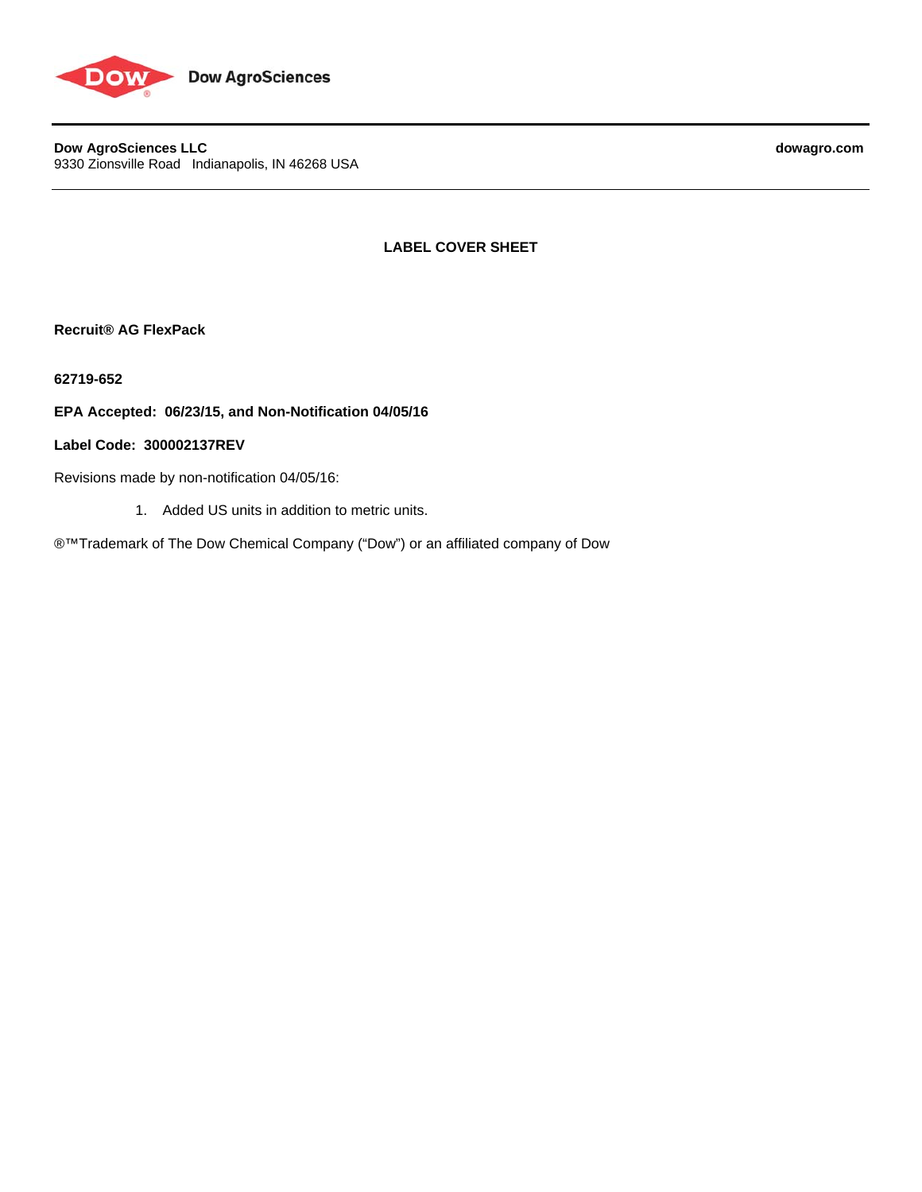Dow AgroSciences

**Dow AgroSciences LLC**
9330 Zionsville Road Indianapolis, IN 46268 USA

**dowagro.com**

## LABEL COVER SHEET

**Recruit® AG FlexPack**

**62719-652**

**EPA Accepted: 06/23/15, and Non-Notification 04/05/16**

**Label Code: 300002137REV**

Revisions made by non-notification 04/05/16:

1. Added US units in addition to metric units.

®™Trademark of The Dow Chemical Company ("Dow") or an affiliated company of Dow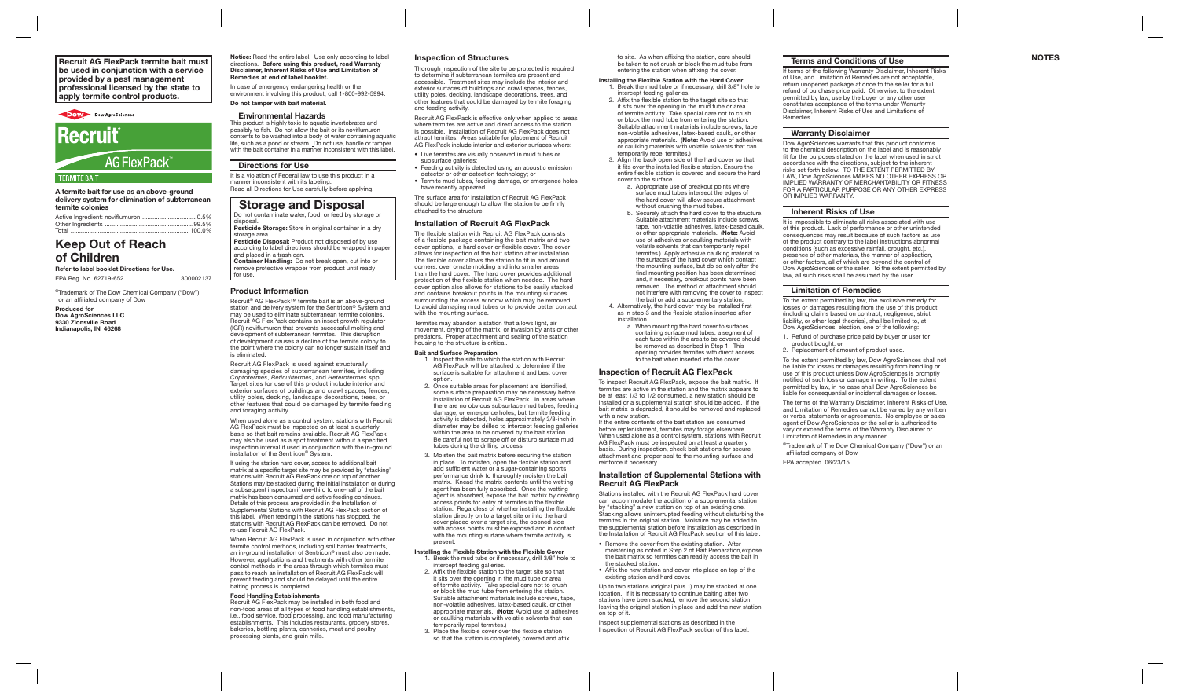**Recruit AG FlexPack termite bait must be used in conjunction with a service provided by a pest management professional licensed by the state to apply termite control products.**

Dow AgroSciences

# Recruit® AG FlexPack™

TERMITE BAIT

**A termite bait for use as an above-ground delivery system for elimination of subterranean termite colonies**

| | |
|---|---|
| Active Ingredient: noviflumuron | 0.5% |
| Other Ingredients | 99.5% |
| Total | 100.0% |

# Keep Out of Reach of Children

**Refer to label booklet Directions for Use.**

EPA Reg. No. 62719-652 300002137

®Trademark of The Dow Chemical Company ("Dow") or an affiliated company of Dow

**Produced for**
**Dow AgroSciences LLC**
**9330 Zionsville Road**
**Indianapolis, IN 46268**

**Notice:** Read the entire label. Use only according to label directions. **Before using this product, read Warranty Disclaimer, Inherent Risks of Use and Limitation of Remedies at end of label booklet.**

In case of emergency endangering health or the environment involving this product, call 1-800-992-5994.

**Do not tamper with bait material.**

## Environmental Hazards

This product is highly toxic to aquatic invertebrates and possibly to fish. Do not allow the bait or its noviflumuron contents to be washed into a body of water containing aquatic life, such as a pond or stream. Do not use, handle or tamper with the bait container in a manner inconsistent with this label.

## Directions for Use

It is a violation of Federal law to use this product in a manner inconsistent with its labeling.
Read all Directions for Use carefully before applying.

## Storage and Disposal

Do not contaminate water, food, or feed by storage or disposal.
**Pesticide Storage:** Store in original container in a dry storage area.
**Pesticide Disposal:** Product not disposed of by use according to label directions should be wrapped in paper and placed in a trash can.
**Container Handling:** Do not break open, cut into or remove protective wrapper from product until ready for use.

## Product Information

Recruit® AG FlexPack™ termite bait is an above-ground station and delivery system for the Sentricon® System and may be used to eliminate subterranean termite colonies. Recruit AG FlexPack contains an insect growth regulator (IGR) noviflumuron that prevents successful molting and development of subterranean termites. This disruption of development causes a decline of the termite colony to the point where the colony can no longer sustain itself and is eliminated.

Recruit AG FlexPack is used against structurally damaging species of subterranean termites, including *Coptotermes*, *Reticulitermes*, and *Heterotermes* spp. Target sites for use of this product include interior and exterior surfaces of buildings and crawl spaces, fences, utility poles, decking, landscape decorations, trees, or other features that could be damaged by termite feeding and foraging activity.

When used alone as a control system, stations with Recruit AG FlexPack must be inspected on at least a quarterly basis so that bait remains available. Recruit AG FlexPack may also be used as a spot treatment without a specified inspection interval if used in conjunction with the in-ground installation of the Sentricon® System.

If using the station hard cover, access to additional bait matrix at a specific target site may be provided by "stacking" stations with Recruit AG FlexPack one on top of another. Stations may be stacked during the initial installation or during a subsequent inspection if one-third to one-half of the bait matrix has been consumed and active feeding continues. Details of this process are provided in the Installation of Supplemental Stations with Recruit AG FlexPack section of this label. When feeding in the stations has stopped, the stations with Recruit AG FlexPack can be removed. Do not re-use Recruit AG FlexPack.

When Recruit AG FlexPack is used in conjunction with other termite control methods, including soil barrier treatments, an in-ground installation of Sentricon® must also be made. However, applications and treatments with other termite control methods in the areas through which termites must pass to reach an installation of Recruit AG FlexPack will prevent feeding and should be delayed until the entire baiting process is completed.

### Food Handling Establishments

Recruit AG FlexPack may be installed in both food and non-food areas of all types of food handling establishments, i.e., food service, food processing, and food manufacturing establishments. This includes restaurants, grocery stores, bakeries, bottling plants, canneries, meat and poultry processing plants, and grain mills.

## Inspection of Structures

Thorough inspection of the site to be protected is required to determine if subterranean termites are present and accessible. Treatment sites may include the interior and exterior surfaces of buildings and crawl spaces, fences, utility poles, decking, landscape decorations, trees, and other features that could be damaged by termite foraging and feeding activity.

Recruit AG FlexPack is effective only when applied to areas where termites are active and direct access to the station is possible. Installation of Recruit AG FlexPack does not attract termites. Areas suitable for placement of Recruit AG FlexPack include interior and exterior surfaces where:

- Live termites are visually observed in mud tubes or subsurface galleries;
- Feeding activity is detected using an acoustic emission detector or other detection technology; or
- Termite mud tubes, feeding damage, or emergence holes have recently appeared.

The surface area for installation of Recruit AG FlexPack should be large enough to allow the station to be firmly attached to the structure.

## Installation of Recruit AG FlexPack

The flexible station with Recruit AG FlexPack consists of a flexible package containing the bait matrix and two cover options, a hard cover or flexible cover. The cover allows for inspection of the bait station after installation. The flexible cover allows the station to fit in and around corners, over ornate molding and into smaller areas than the hard cover. The hard cover provides additional protection of the flexible station when needed. The hard cover option also allows for stations to be easily stacked and contains breakout points in the mounting surfaces surrounding the access window which may be removed to avoid damaging mud tubes or to provide better contact with the mounting surface.

Termites may abandon a station that allows light, air movement, drying of the matrix, or invasion by ants or other predators. Proper attachment and sealing of the station housing to the structure is critical.

### Bait and Surface Preparation

1. Inspect the site to which the station with Recruit AG FlexPack will be attached to determine if the surface is suitable for attachment and best cover option.
2. Once suitable areas for placement are identified, some surface preparation may be necessary before installation of Recruit AG FlexPack. In areas where there are no obvious subsurface mud tubes, feeding damage, or emergence holes, but termite feeding activity is detected, holes approximately 3/8-inch in diameter may be drilled to intercept feeding galleries within the area to be covered by the bait station. Be careful not to scrape off or disturb surface mud tubes during the drilling process
3. Moisten the bait matrix before securing the station in place. To moisten, open the flexible station and add sufficient water or a sugar-containing sports performance drink to thoroughly moisten the bait matrix. Knead the matrix contents until the wetting agent has been fully absorbed. Once the wetting agent is absorbed, expose the bait matrix by creating access points for entry of termites in the flexible station. Regardless of whether installing the flexible station directly on to a target site or into the hard cover placed over a target site, the opened side with access points must be exposed and in contact with the mounting surface where termite activity is present.

### Installing the Flexible Station with the Flexible Cover

1. Break the mud tube or if necessary, drill 3/8" hole to intercept feeding galleries.
2. Affix the flexible station to the target site so that it sits over the opening in the mud tube or area of termite activity. Take special care not to crush or block the mud tube from entering the station. Suitable attachment materials include screws, tape, non-volatile adhesives, latex-based caulk, or other appropriate materials. (**Note:** Avoid use of adhesives or caulking materials with volatile solvents that can temporarily repel termites.)
3. Place the flexible cover over the flexible station so that the station is completely covered and affix to the station. As when affixing the station, care should be taken to not crush or block the mud tube from entering the station when affixing the cover.

### Installing the Flexible Station with the Hard Cover

1. Break the mud tube or if necessary, drill 3/8" hole to intercept feeding galleries.
2. Affix the flexible station to the target site so that it sits over the opening in the mud tube or area of termite activity. Take special care not to crush or block the mud tube from entering the station. Suitable attachment materials include screws, tape, non-volatile adhesives, latex-based caulk, or other appropriate materials. (**Note:** Avoid use of adhesives or caulking materials with volatile solvents that can temporarily repel termites.)
3. Align the back open side of the hard cover so that it fits over the installed flexible station. Ensure the entire flexible station is covered and secure the hard cover to the surface.
   a. Appropriate use of breakout points where surface mud tubes intersect the edges of the hard cover will allow secure attachment without crushing the mud tubes.
   b. Securely attach the hard cover to the structure. Suitable attachment materials include screws, tape, non-volatile adhesives, latex-based caulk, or other appropriate materials. (**Note:** Avoid use of adhesives or caulking materials with volatile solvents that can temporarily repel termites.) Apply adhesive caulking material to the surfaces of the hard cover which contact the mounting surface, but do so only after the final mounting position has been determined and, if necessary, breakout points have been removed. The method of attachment should not interfere with removing the cover to inspect the bait or add a supplementary station.
4. Alternatively, the hard cover may be installed first as in step 3 and the flexible station inserted after installation.
   a. When mounting the hard cover to surfaces containing surface mud tubes, a segment of each tube within the area to be covered should be removed as described in Step 1. This opening provides termites with direct access to the bait when inserted into the cover.

## Inspection of Recruit AG FlexPack

To inspect Recruit AG FlexPack, expose the bait matrix. If termites are active in the station and the matrix appears to be at least 1/3 to 1/2 consumed, a new station should be installed or a supplemental station should be added. If the bait matrix is degraded, it should be removed and replaced with a new station.
If the entire contents of the bait station are consumed before replenishment, termites may forage elsewhere. When used alone as a control system, stations with Recruit AG FlexPack must be inspected on at least a quarterly basis. During inspection, check bait stations for secure attachment and proper seal to the mounting surface and reinforce if necessary.

## Installation of Supplemental Stations with Recruit AG FlexPack

Stations installed with the Recruit AG FlexPack hard cover can accommodate the addition of a supplemental station by "stacking" a new station on top of an existing one. Stacking allows uninterrupted feeding without disturbing the termites in the original station. Moisture may be added to the supplemental station before installation as described in the Installation of Recruit AG FlexPack section of this label.

- Remove the cover from the existing station. After moistening as noted in Step 2 of Bait Preparation, expose the bait matrix so termites can readily access the bait in the stacked station.
- Affix the new station and cover into place on top of the existing station and hard cover.

Up to two stations (original plus 1) may be stacked at one location. If it is necessary to continue baiting after two stations have been stacked, remove the second station, leaving the original station in place and add the new station on top of it.

Inspect supplemental stations as described in the Inspection of Recruit AG FlexPack section of this label.

## Terms and Conditions of Use

If terms of the following Warranty Disclaimer, Inherent Risks of Use, and Limitation of Remedies are not acceptable, return unopened package at once to the seller for a full refund of purchase price paid. Otherwise, to the extent permitted by law, use by the buyer or any other user constitutes acceptance of the terms under Warranty Disclaimer, Inherent Risks of Use and Limitations of Remedies.

## Warranty Disclaimer

Dow AgroSciences warrants that this product conforms to the chemical description on the label and is reasonably fit for the purposes stated on the label when used in strict accordance with the directions, subject to the inherent risks set forth below. TO THE EXTENT PERMITTED BY LAW, Dow AgroSciences MAKES NO OTHER EXPRESS OR IMPLIED WARRANTY OF MERCHANTABILITY OR FITNESS FOR A PARTICULAR PURPOSE OR ANY OTHER EXPRESS OR IMPLIED WARRANTY.

## Inherent Risks of Use

It is impossible to eliminate all risks associated with use of this product. Lack of performance or other unintended consequences may result because of such factors as use of the product contrary to the label instructions abnormal conditions (such as excessive rainfall, drought, etc.), presence of other materials, the manner of application, or other factors, all of which are beyond the control of Dow AgroSciences or the seller. To the extent permitted by law, all such risks shall be assumed by the user.

## Limitation of Remedies

To the extent permitted by law, the exclusive remedy for losses or damages resulting from the use of this product (including claims based on contract, negligence, strict liability, or other legal theories), shall be limited to, at Dow AgroSciences' election, one of the following:

1. Refund of purchase price paid by buyer or user for product bought, or
2. Replacement of amount of product used.

To the extent permitted by law, Dow AgroSciences shall not be liable for losses or damages resulting from handling or use of this product unless Dow AgroSciences is promptly notified of such loss or damage in writing. To the extent permitted by law, in no case shall Dow AgroSciences be liable for consequential or incidental damages or losses.

The terms of the Warranty Disclaimer, Inherent Risks of Use, and Limitation of Remedies cannot be varied by any written or verbal statements or agreements. No employee or sales agent of Dow AgroSciences or the seller is authorized to vary or exceed the terms of the Warranty Disclaimer or Limitation of Remedies in any manner.

®Trademark of The Dow Chemical Company ("Dow") or an affiliated company of Dow

EPA accepted 06/23/15

## NOTES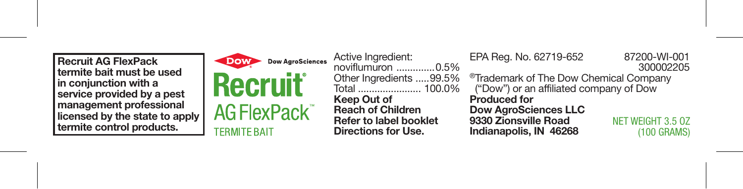**Recruit AG FlexPack termite bait must be used in conjunction with a service provided by a pest management professional licensed by the state to apply termite control products.**

Dow AgroSciences

# Recruit®

## AG FlexPack™

TERMITE BAIT

Active Ingredient:
noviflumuron ..............0.5%
Other Ingredients .....99.5%
Total ...................... 100.0%

**Keep Out of Reach of Children**

**Refer to label booklet Directions for Use.**

EPA Reg. No. 62719-652

87200-WI-001
300002205

®Trademark of The Dow Chemical Company ("Dow") or an affiliated company of Dow

**Produced for**
**Dow AgroSciences LLC**
**9330 Zionsville Road**
**Indianapolis, IN 46268**

NET WEIGHT 3.5 OZ
(100 GRAMS)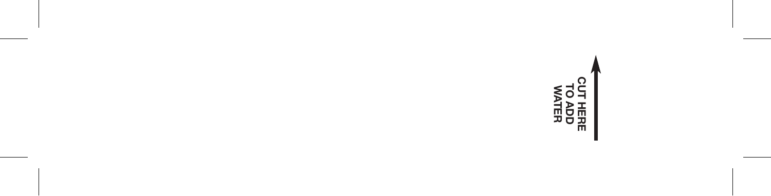CUT HERE
TO ADD
WATER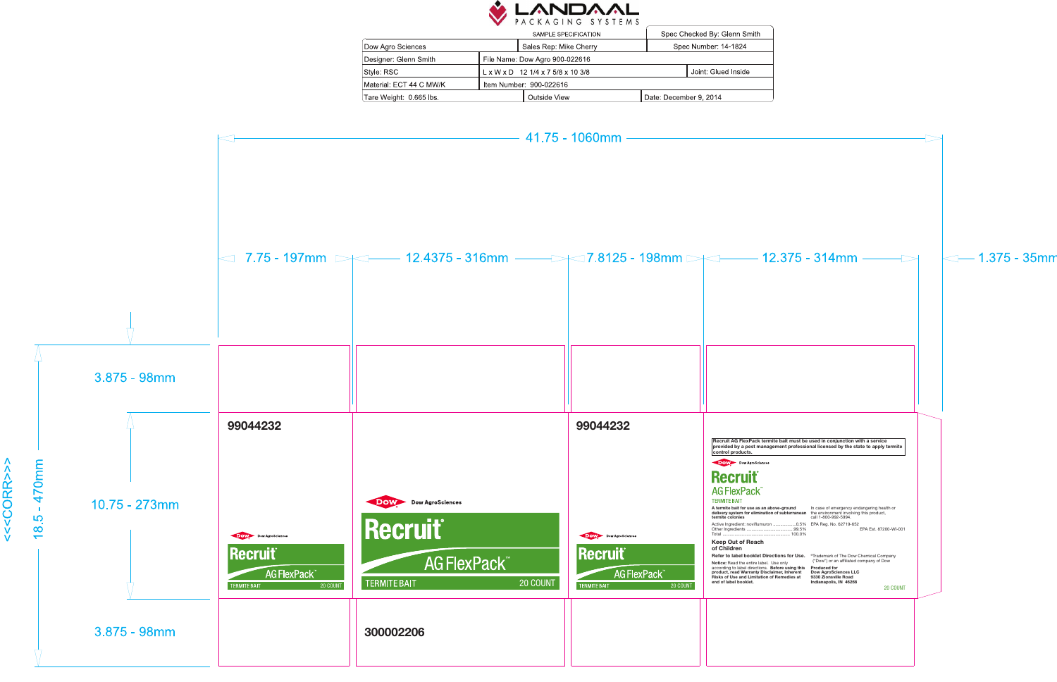LANDAAL PACKAGING SYSTEMS

SAMPLE SPECIFICATION

| | | |
|---|---|---|
| Dow Agro Sciences | Sales Rep: Mike Cherry | Spec Checked By: Glenn Smith / Spec Number: 14-1824 |
| Designer: Glenn Smith | File Name: Dow Agro 900-022616 | |
| Style: RSC | L x W x D 12 1/4 x 7 5/8 x 10 3/8 | Joint: Glued Inside |
| Material: ECT 44 C MW/K | Item Number: 900-022616 | |
| Tare Weight: 0.665 lbs. | Outside View | Date: December 9, 2014 |

41.75 - 1060mm

7.75 - 197mm

12.4375 - 316mm

7.8125 - 198mm

12.375 - 314mm

1.375 - 35mm

3.875 - 98mm

10.75 - 273mm

3.875 - 98mm

18.5 - 470mm

<<<CORR>>>

99044232

Dow AgroSciences

Recruit®

AG FlexPack™

TERMITE BAIT 20 COUNT

Dow AgroSciences

Recruit®

AG FlexPack™

TERMITE BAIT 20 COUNT

300002206

99044232

Dow AgroSciences

Recruit®

AG FlexPack™

TERMITE BAIT 20 COUNT

Recruit AG FlexPack termite bait must be used in conjunction with a service provided by a pest management professional licensed by the state to apply termite control products.

Dow AgroSciences

Recruit®

AG FlexPack™

TERMITE BAIT

A termite bait for use as an above-ground delivery system for elimination of subterranean termite colonies

Active Ingredient: noviflumuron ..................0.5%
Other Ingredients ..................................99.5%
Total ..................................................100.0%

In case of emergency endangering health or the environment involving this product, call 1-800-992-5994.

EPA Reg. No. 62719-652

EPA Est. 87200-WI-001

**Keep Out of Reach of Children**

**Refer to label booklet Directions for Use.**

**Notice:** Read the entire label. Use only according to label directions. **Before using this product, read Warranty Disclaimer, Inherent Risks of Use and Limitation of Remedies at end of label booklet.**

®Trademark of The Dow Chemical Company ("Dow") or an affiliated company of Dow

**Produced for Dow AgroSciences LLC 9330 Zionsville Road Indianapolis, IN 46268**

20 COUNT